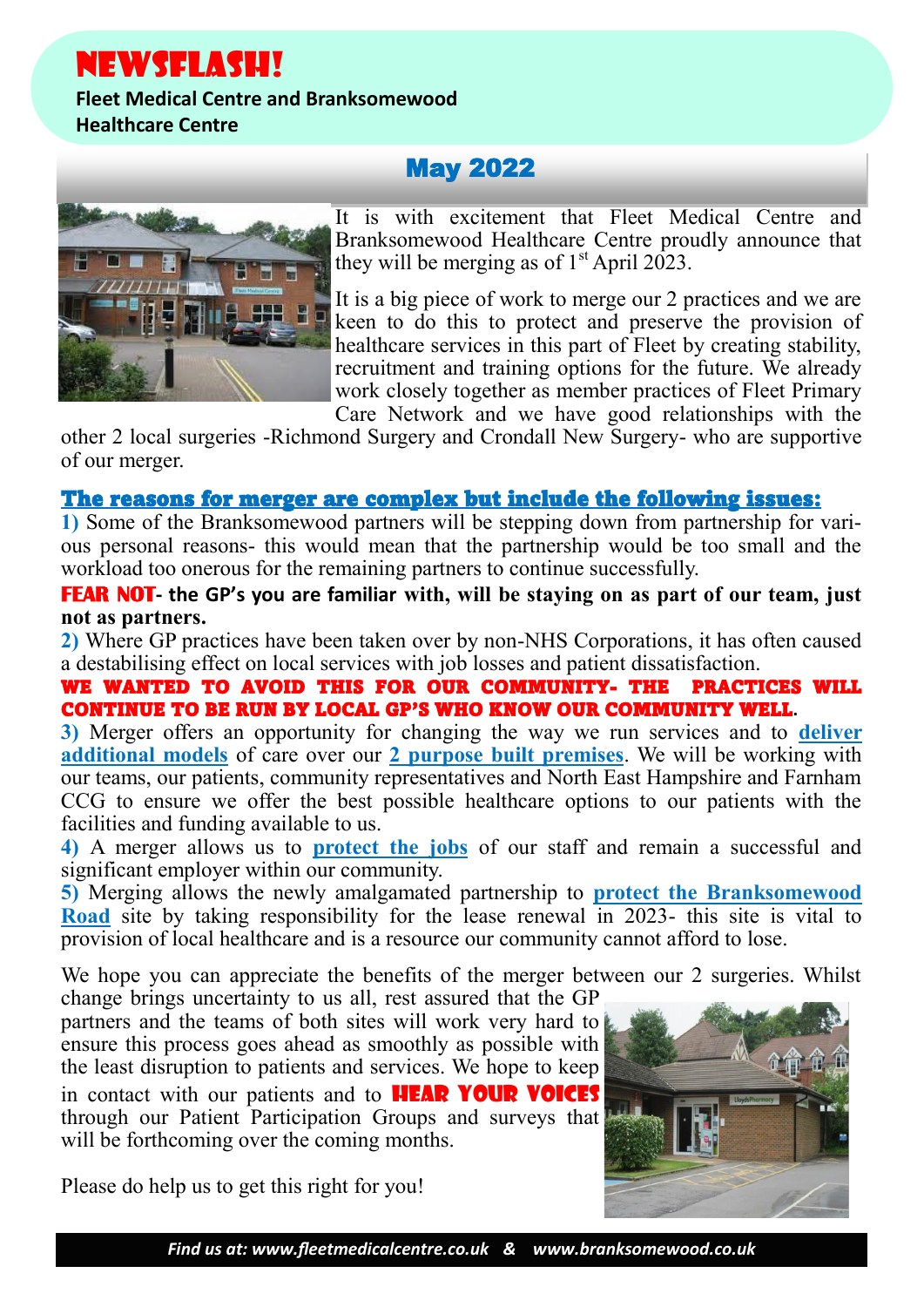# NEWSFLASH!

**Fleet Medical Centre and Branksomewood Healthcare Centre**

## May 2022

It is with excitement that Fleet Medical Centre and Branksomewood Healthcare Centre proudly announce that they will be merging as of 1st April 2023.

It is a big piece of work to merge our 2 practices and we are keen to do this to protect and preserve the provision of healthcare services in this part of Fleet by creating stability, recruitment and training options for the future. We already work closely together as member practices of Fleet Primary Care Network and we have good relationships with the other 2 local surgeries -Richmond Surgery and Crondall New Surgery- who are supportive of our merger.

### The reasons for merger are complex but include the following issues:

**1)** Some of the Branksomewood partners will be stepping down from partnership for various personal reasons- this would mean that the partnership would be too small and the workload too onerous for the remaining partners to continue successfully.

**FEAR NOT- the GP's you are familiar with, will be staying on as part of our team, just not as partners.**

**2)** Where GP practices have been taken over by non-NHS Corporations, it has often caused a destabilising effect on local services with job losses and patient dissatisfaction.

**WE WANTED TO AVOID THIS FOR OUR COMMUNITY- THE PRACTICES WILL CONTINUE TO BE RUN BY LOCAL GP'S WHO KNOW OUR COMMUNITY WELL.**

**3)** Merger offers an opportunity for changing the way we run services and to **deliver additional models** of care over our **2 purpose built premises**. We will be working with our teams, our patients, community representatives and North East Hampshire and Farnham CCG to ensure we offer the best possible healthcare options to our patients with the facilities and funding available to us.

**4)** A merger allows us to **protect the jobs** of our staff and remain a successful and significant employer within our community.

**5)** Merging allows the newly amalgamated partnership to **protect the Branksomewood Road** site by taking responsibility for the lease renewal in 2023- this site is vital to provision of local healthcare and is a resource our community cannot afford to lose.

We hope you can appreciate the benefits of the merger between our 2 surgeries. Whilst change brings uncertainty to us all, rest assured that the GP partners and the teams of both sites will work very hard to ensure this process goes ahead as smoothly as possible with the least disruption to patients and services. We hope to keep in contact with our patients and to **HEAR YOUR VOICES** through our Patient Participation Groups and surveys that will be forthcoming over the coming months.

Please do help us to get this right for you!

*Find us at: www.fleetmedicalcentre.co.uk & www.branksomewood.co.uk*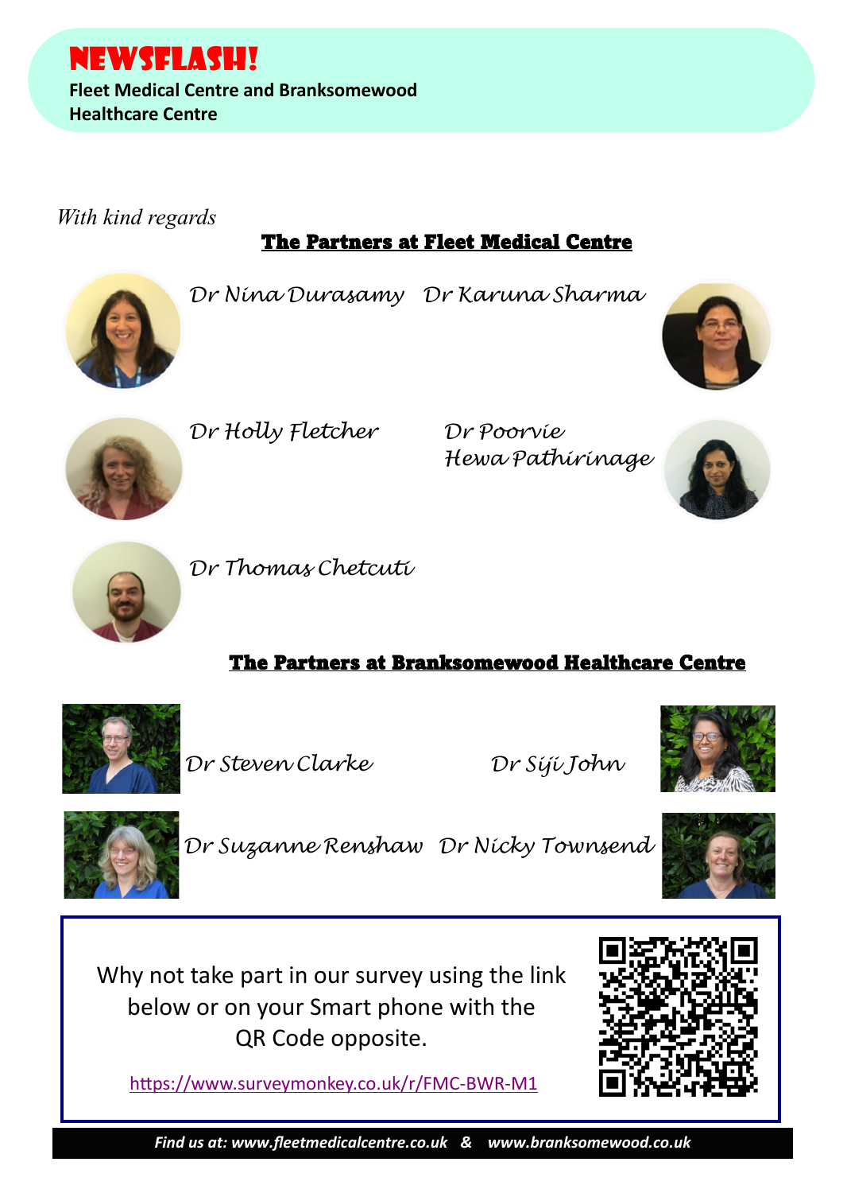# NEWSFLASH!

**Fleet Medical Centre and Branksomewood Healthcare Centre**

*With kind regards*

**The Partners at Fleet Medical Centre**

*Dr Nina Durasamy*

*Dr Karuna Sharma*

*Dr Holly Fletcher*

*Dr Poorvie Hewa Pathirinage*

*Dr Thomas Chetcuti*

**The Partners at Branksomewood Healthcare Centre**

*Dr Steven Clarke*

*Dr Siji John*

*Dr Suzanne Renshaw*

*Dr Nicky Townsend*

Why not take part in our survey using the link below or on your Smart phone with the QR Code opposite.

https://www.surveymonkey.co.uk/r/FMC-BWR-M1

***Find us at: www.fleetmedicalcentre.co.uk & www.branksomewood.co.uk***